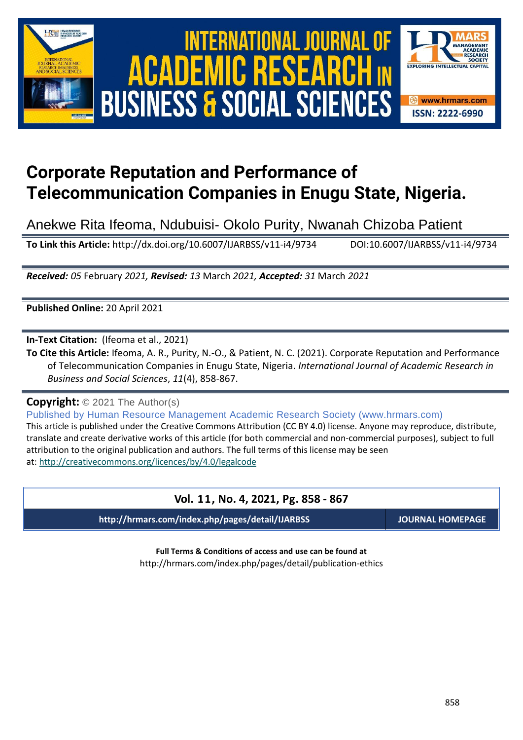# Corporate Reputation and Performance of Telecommunication Companies in Enugu State, Nigeria.

Anekwe Rita Ifeoma, Ndubuisi- Okolo Purity, Nwanah Chizoba Patient

**To Link this Article:** http://dx.doi.org/10.6007/IJARBSS/v11-i4/9734 DOI:10.6007/IJARBSS/v11-i4/9734

***Received:** 05* February *2021, **Revised:** 13* March *2021, **Accepted:** 31* March *2021*

**Published Online:** 20 April 2021

**In-Text Citation:** (Ifeoma et al., 2021)

**To Cite this Article:** Ifeoma, A. R., Purity, N.-O., & Patient, N. C. (2021). Corporate Reputation and Performance of Telecommunication Companies in Enugu State, Nigeria. *International Journal of Academic Research in Business and Social Sciences*, *11*(4), 858-867.

**Copyright:** © 2021 The Author(s)

Published by Human Resource Management Academic Research Society (www.hrmars.com)

This article is published under the Creative Commons Attribution (CC BY 4.0) license. Anyone may reproduce, distribute, translate and create derivative works of this article (for both commercial and non-commercial purposes), subject to full attribution to the original publication and authors. The full terms of this license may be seen at: http://creativecommons.org/licences/by/4.0/legalcode

**Vol. 11, No. 4, 2021, Pg. 858 - 867**

**http://hrmars.com/index.php/pages/detail/IJARBSS** **JOURNAL HOMEPAGE**

**Full Terms & Conditions of access and use can be found at**
http://hrmars.com/index.php/pages/detail/publication-ethics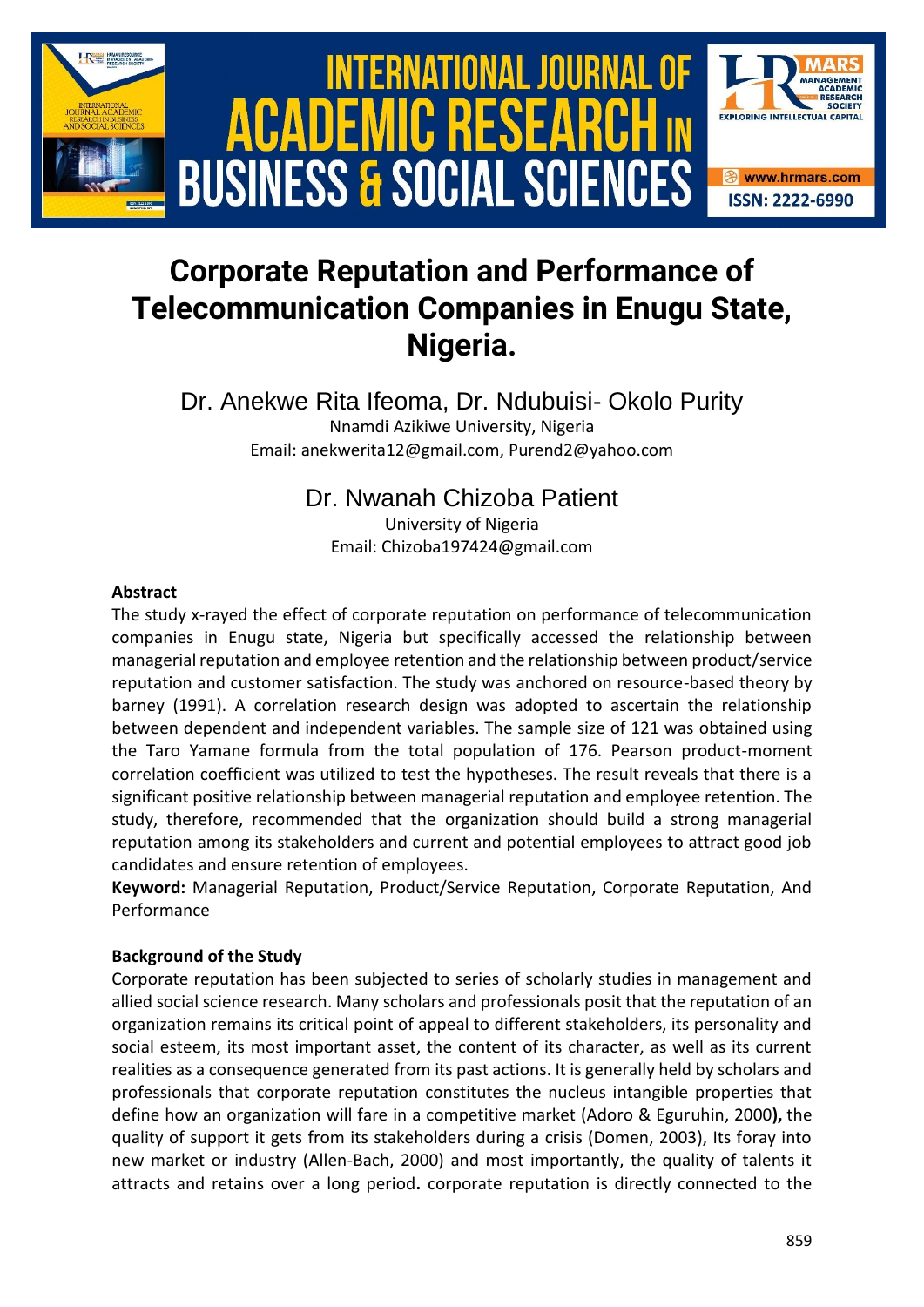# Corporate Reputation and Performance of Telecommunication Companies in Enugu State, Nigeria.

Dr. Anekwe Rita Ifeoma, Dr. Ndubuisi- Okolo Purity
Nnamdi Azikiwe University, Nigeria
Email: anekwerita12@gmail.com, Purend2@yahoo.com

Dr. Nwanah Chizoba Patient
University of Nigeria
Email: Chizoba197424@gmail.com

### Abstract

The study x-rayed the effect of corporate reputation on performance of telecommunication companies in Enugu state, Nigeria but specifically accessed the relationship between managerial reputation and employee retention and the relationship between product/service reputation and customer satisfaction. The study was anchored on resource-based theory by barney (1991). A correlation research design was adopted to ascertain the relationship between dependent and independent variables. The sample size of 121 was obtained using the Taro Yamane formula from the total population of 176. Pearson product-moment correlation coefficient was utilized to test the hypotheses. The result reveals that there is a significant positive relationship between managerial reputation and employee retention. The study, therefore, recommended that the organization should build a strong managerial reputation among its stakeholders and current and potential employees to attract good job candidates and ensure retention of employees.

**Keyword:** Managerial Reputation, Product/Service Reputation, Corporate Reputation, And Performance

### Background of the Study

Corporate reputation has been subjected to series of scholarly studies in management and allied social science research. Many scholars and professionals posit that the reputation of an organization remains its critical point of appeal to different stakeholders, its personality and social esteem, its most important asset, the content of its character, as well as its current realities as a consequence generated from its past actions. It is generally held by scholars and professionals that corporate reputation constitutes the nucleus intangible properties that define how an organization will fare in a competitive market (Adoro & Eguruhin, 2000**),** the quality of support it gets from its stakeholders during a crisis (Domen, 2003), Its foray into new market or industry (Allen-Bach, 2000) and most importantly, the quality of talents it attracts and retains over a long period**.** corporate reputation is directly connected to the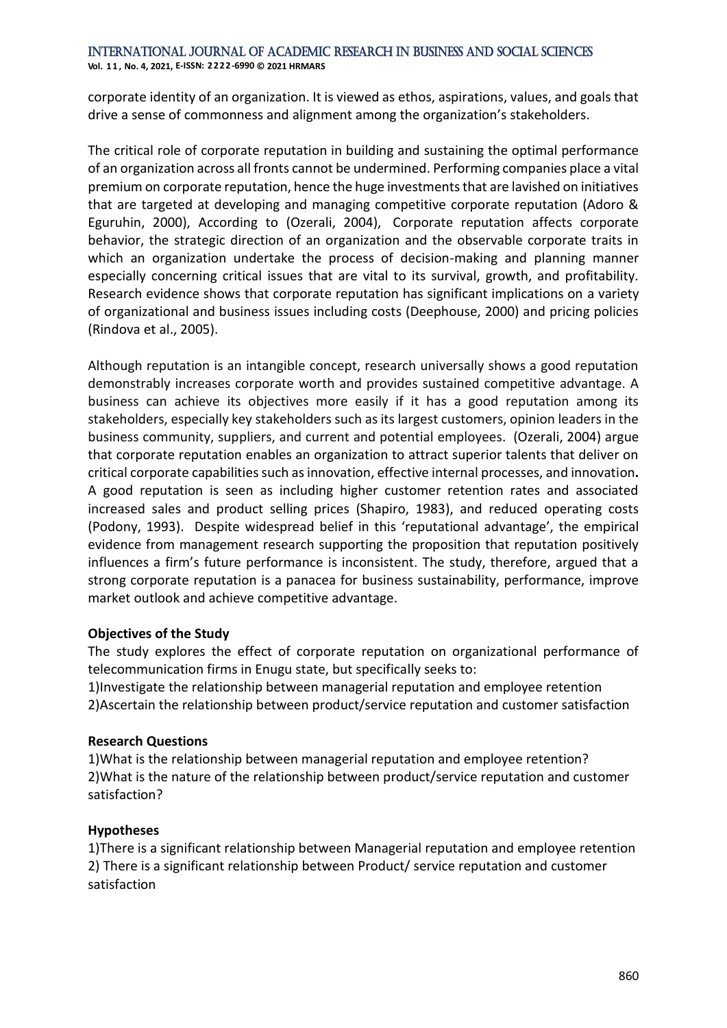corporate identity of an organization. It is viewed as ethos, aspirations, values, and goals that drive a sense of commonness and alignment among the organization's stakeholders.

The critical role of corporate reputation in building and sustaining the optimal performance of an organization across all fronts cannot be undermined. Performing companies place a vital premium on corporate reputation, hence the huge investments that are lavished on initiatives that are targeted at developing and managing competitive corporate reputation (Adoro & Eguruhin, 2000), According to (Ozerali, 2004), Corporate reputation affects corporate behavior, the strategic direction of an organization and the observable corporate traits in which an organization undertake the process of decision-making and planning manner especially concerning critical issues that are vital to its survival, growth, and profitability. Research evidence shows that corporate reputation has significant implications on a variety of organizational and business issues including costs (Deephouse, 2000) and pricing policies (Rindova et al., 2005).

Although reputation is an intangible concept, research universally shows a good reputation demonstrably increases corporate worth and provides sustained competitive advantage. A business can achieve its objectives more easily if it has a good reputation among its stakeholders, especially key stakeholders such as its largest customers, opinion leaders in the business community, suppliers, and current and potential employees. (Ozerali, 2004) argue that corporate reputation enables an organization to attract superior talents that deliver on critical corporate capabilities such as innovation, effective internal processes, and innovation**.** A good reputation is seen as including higher customer retention rates and associated increased sales and product selling prices (Shapiro, 1983), and reduced operating costs (Podony, 1993). Despite widespread belief in this 'reputational advantage', the empirical evidence from management research supporting the proposition that reputation positively influences a firm's future performance is inconsistent. The study, therefore, argued that a strong corporate reputation is a panacea for business sustainability, performance, improve market outlook and achieve competitive advantage.

**Objectives of the Study**

The study explores the effect of corporate reputation on organizational performance of telecommunication firms in Enugu state, but specifically seeks to:

1)Investigate the relationship between managerial reputation and employee retention
2)Ascertain the relationship between product/service reputation and customer satisfaction

**Research Questions**

1)What is the relationship between managerial reputation and employee retention?
2)What is the nature of the relationship between product/service reputation and customer satisfaction?

**Hypotheses**

1)There is a significant relationship between Managerial reputation and employee retention
2) There is a significant relationship between Product/ service reputation and customer satisfaction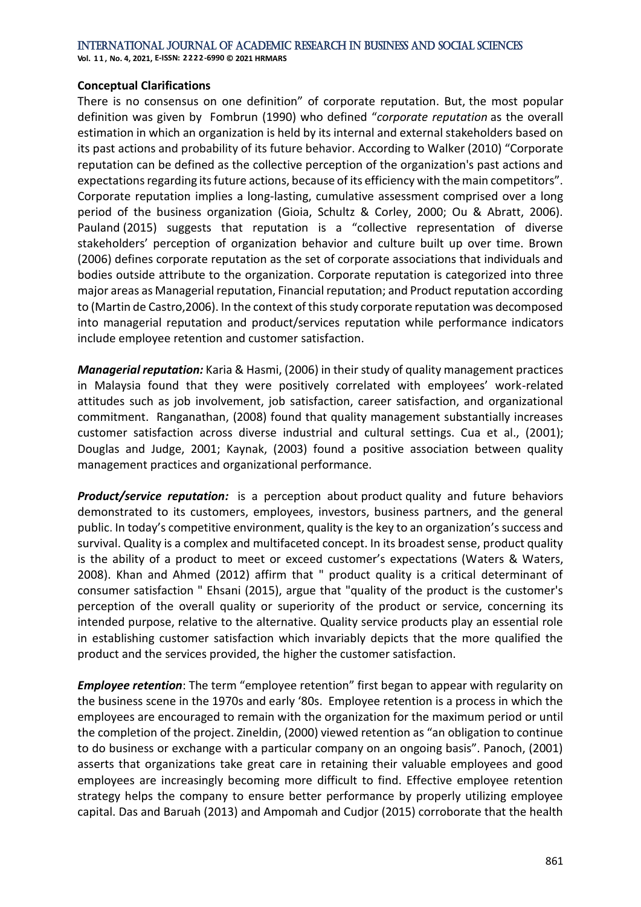**Conceptual Clarifications**

There is no consensus on one definition" of corporate reputation. But, the most popular definition was given by Fombrun (1990) who defined "*corporate reputation* as the overall estimation in which an organization is held by its internal and external stakeholders based on its past actions and probability of its future behavior. According to Walker (2010) "Corporate reputation can be defined as the collective perception of the organization's past actions and expectations regarding its future actions, because of its efficiency with the main competitors". Corporate reputation implies a long-lasting, cumulative assessment comprised over a long period of the business organization (Gioia, Schultz & Corley, 2000; Ou & Abratt, 2006). Pauland (2015) suggests that reputation is a "collective representation of diverse stakeholders' perception of organization behavior and culture built up over time. Brown (2006) defines corporate reputation as the set of corporate associations that individuals and bodies outside attribute to the organization. Corporate reputation is categorized into three major areas as Managerial reputation, Financial reputation; and Product reputation according to (Martin de Castro,2006). In the context of this study corporate reputation was decomposed into managerial reputation and product/services reputation while performance indicators include employee retention and customer satisfaction.

***Managerial reputation:*** Karia & Hasmi, (2006) in their study of quality management practices in Malaysia found that they were positively correlated with employees' work-related attitudes such as job involvement, job satisfaction, career satisfaction, and organizational commitment. Ranganathan, (2008) found that quality management substantially increases customer satisfaction across diverse industrial and cultural settings. Cua et al., (2001); Douglas and Judge, 2001; Kaynak, (2003) found a positive association between quality management practices and organizational performance.

***Product/service reputation:*** is a perception about product quality and future behaviors demonstrated to its customers, employees, investors, business partners, and the general public. In today's competitive environment, quality is the key to an organization's success and survival. Quality is a complex and multifaceted concept. In its broadest sense, product quality is the ability of a product to meet or exceed customer's expectations (Waters & Waters, 2008). Khan and Ahmed (2012) affirm that " product quality is a critical determinant of consumer satisfaction " Ehsani (2015), argue that "quality of the product is the customer's perception of the overall quality or superiority of the product or service, concerning its intended purpose, relative to the alternative. Quality service products play an essential role in establishing customer satisfaction which invariably depicts that the more qualified the product and the services provided, the higher the customer satisfaction.

***Employee retention***: The term "employee retention" first began to appear with regularity on the business scene in the 1970s and early '80s. Employee retention is a process in which the employees are encouraged to remain with the organization for the maximum period or until the completion of the project. Zineldin, (2000) viewed retention as "an obligation to continue to do business or exchange with a particular company on an ongoing basis". Panoch, (2001) asserts that organizations take great care in retaining their valuable employees and good employees are increasingly becoming more difficult to find. Effective employee retention strategy helps the company to ensure better performance by properly utilizing employee capital. Das and Baruah (2013) and Ampomah and Cudjor (2015) corroborate that the health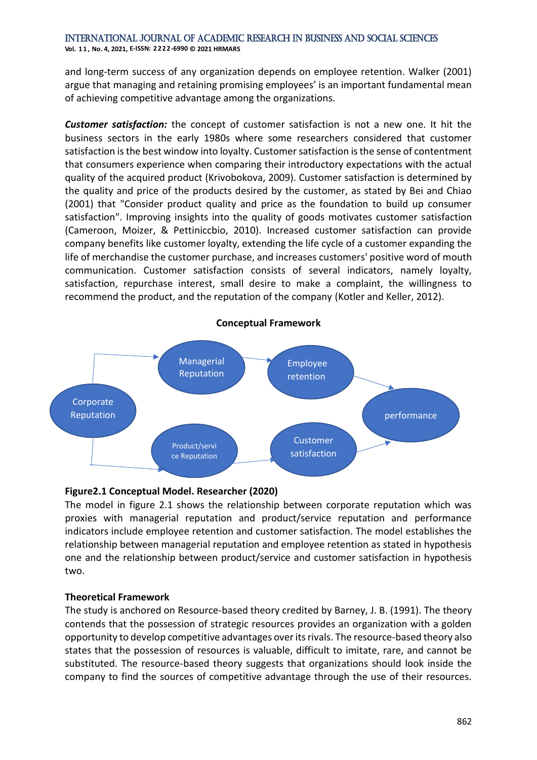and long-term success of any organization depends on employee retention. Walker (2001) argue that managing and retaining promising employees' is an important fundamental mean of achieving competitive advantage among the organizations.

***Customer satisfaction:*** the concept of customer satisfaction is not a new one. It hit the business sectors in the early 1980s where some researchers considered that customer satisfaction is the best window into loyalty. Customer satisfaction is the sense of contentment that consumers experience when comparing their introductory expectations with the actual quality of the acquired product (Krivobokova, 2009). Customer satisfaction is determined by the quality and price of the products desired by the customer, as stated by Bei and Chiao (2001) that "Consider product quality and price as the foundation to build up consumer satisfaction". Improving insights into the quality of goods motivates customer satisfaction (Cameroon, Moizer, & Pettiniccbio, 2010). Increased customer satisfaction can provide company benefits like customer loyalty, extending the life cycle of a customer expanding the life of merchandise the customer purchase, and increases customers' positive word of mouth communication. Customer satisfaction consists of several indicators, namely loyalty, satisfaction, repurchase interest, small desire to make a complaint, the willingness to recommend the product, and the reputation of the company (Kotler and Keller, 2012).

**Conceptual Framework**

Corporate Reputation → Managerial Reputation → Employee retention → performance

Corporate Reputation → Product/service Reputation → Customer satisfaction → performance

**Figure2.1 Conceptual Model. Researcher (2020)**

The model in figure 2.1 shows the relationship between corporate reputation which was proxies with managerial reputation and product/service reputation and performance indicators include employee retention and customer satisfaction. The model establishes the relationship between managerial reputation and employee retention as stated in hypothesis one and the relationship between product/service and customer satisfaction in hypothesis two.

**Theoretical Framework**

The study is anchored on Resource-based theory credited by Barney, J. B. (1991). The theory contends that the possession of strategic resources provides an organization with a golden opportunity to develop competitive advantages over its rivals. The resource-based theory also states that the possession of resources is valuable, difficult to imitate, rare, and cannot be substituted. The resource-based theory suggests that organizations should look inside the company to find the sources of competitive advantage through the use of their resources.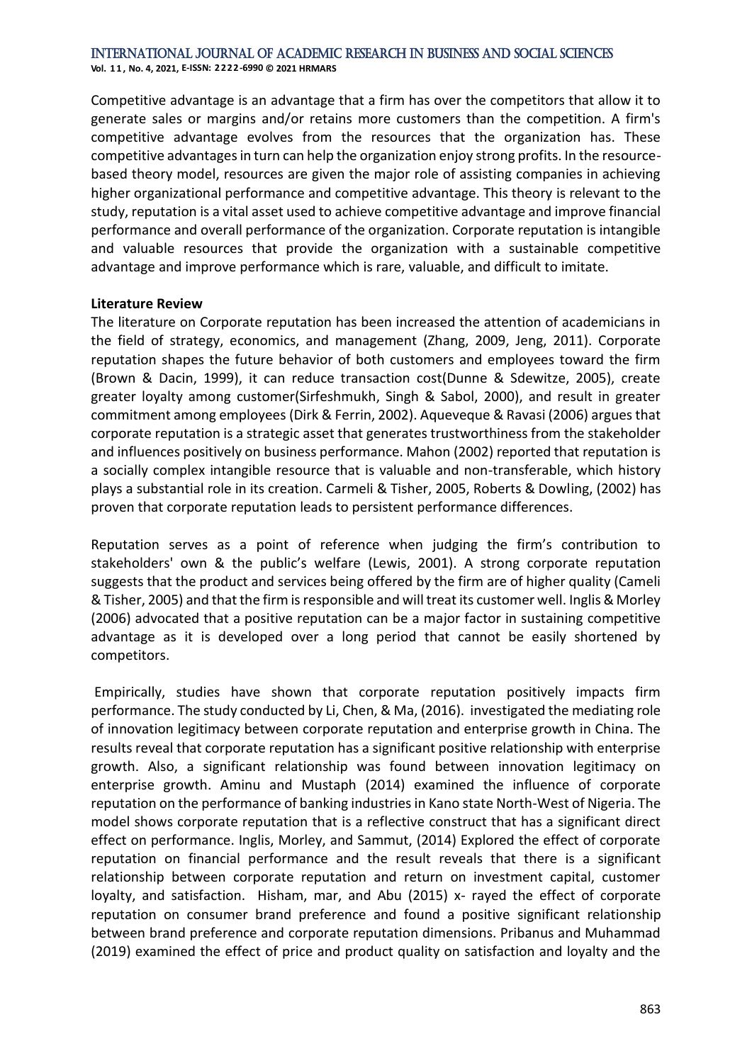Competitive advantage is an advantage that a firm has over the competitors that allow it to generate sales or margins and/or retains more customers than the competition. A firm's competitive advantage evolves from the resources that the organization has. These competitive advantages in turn can help the organization enjoy strong profits. In the resource-based theory model, resources are given the major role of assisting companies in achieving higher organizational performance and competitive advantage. This theory is relevant to the study, reputation is a vital asset used to achieve competitive advantage and improve financial performance and overall performance of the organization. Corporate reputation is intangible and valuable resources that provide the organization with a sustainable competitive advantage and improve performance which is rare, valuable, and difficult to imitate.

**Literature Review**

The literature on Corporate reputation has been increased the attention of academicians in the field of strategy, economics, and management (Zhang, 2009, Jeng, 2011). Corporate reputation shapes the future behavior of both customers and employees toward the firm (Brown & Dacin, 1999), it can reduce transaction cost(Dunne & Sdewitze, 2005), create greater loyalty among customer(Sirfeshmukh, Singh & Sabol, 2000), and result in greater commitment among employees (Dirk & Ferrin, 2002). Aqueveque & Ravasi (2006) argues that corporate reputation is a strategic asset that generates trustworthiness from the stakeholder and influences positively on business performance. Mahon (2002) reported that reputation is a socially complex intangible resource that is valuable and non-transferable, which history plays a substantial role in its creation. Carmeli & Tisher, 2005, Roberts & Dowling, (2002) has proven that corporate reputation leads to persistent performance differences.

Reputation serves as a point of reference when judging the firm's contribution to stakeholders' own & the public's welfare (Lewis, 2001). A strong corporate reputation suggests that the product and services being offered by the firm are of higher quality (Cameli & Tisher, 2005) and that the firm is responsible and will treat its customer well. Inglis & Morley (2006) advocated that a positive reputation can be a major factor in sustaining competitive advantage as it is developed over a long period that cannot be easily shortened by competitors.

Empirically, studies have shown that corporate reputation positively impacts firm performance. The study conducted by Li, Chen, & Ma, (2016). investigated the mediating role of innovation legitimacy between corporate reputation and enterprise growth in China. The results reveal that corporate reputation has a significant positive relationship with enterprise growth. Also, a significant relationship was found between innovation legitimacy on enterprise growth. Aminu and Mustaph (2014) examined the influence of corporate reputation on the performance of banking industries in Kano state North-West of Nigeria. The model shows corporate reputation that is a reflective construct that has a significant direct effect on performance. Inglis, Morley, and Sammut, (2014) Explored the effect of corporate reputation on financial performance and the result reveals that there is a significant relationship between corporate reputation and return on investment capital, customer loyalty, and satisfaction. Hisham, mar, and Abu (2015) x- rayed the effect of corporate reputation on consumer brand preference and found a positive significant relationship between brand preference and corporate reputation dimensions. Pribanus and Muhammad (2019) examined the effect of price and product quality on satisfaction and loyalty and the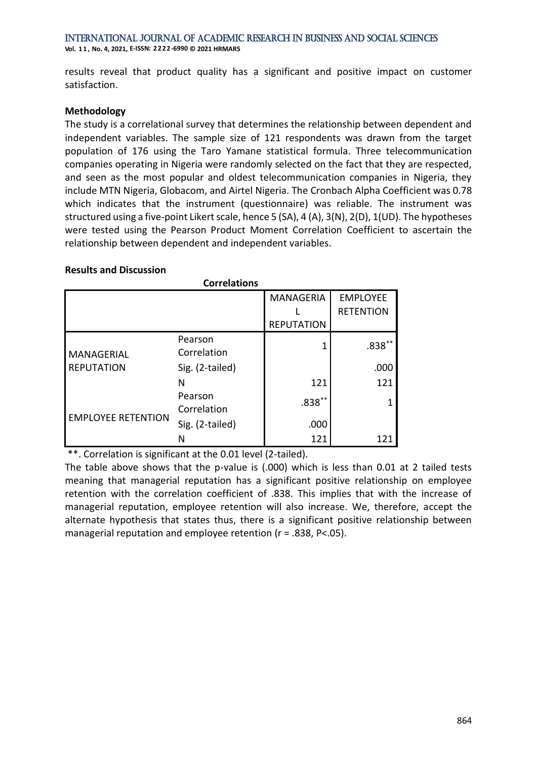results reveal that product quality has a significant and positive impact on customer satisfaction.

**Methodology**

The study is a correlational survey that determines the relationship between dependent and independent variables. The sample size of 121 respondents was drawn from the target population of 176 using the Taro Yamane statistical formula. Three telecommunication companies operating in Nigeria were randomly selected on the fact that they are respected, and seen as the most popular and oldest telecommunication companies in Nigeria, they include MTN Nigeria, Globacom, and Airtel Nigeria. The Cronbach Alpha Coefficient was 0.78 which indicates that the instrument (questionnaire) was reliable. The instrument was structured using a five-point Likert scale, hence 5 (SA), 4 (A), 3(N), 2(D), 1(UD). The hypotheses were tested using the Pearson Product Moment Correlation Coefficient to ascertain the relationship between dependent and independent variables.

**Results and Discussion**

**Correlations**

| | | MANAGERIAL REPUTATION | EMPLOYEE RETENTION |
|---|---|---|---|
| MANAGERIAL REPUTATION | Pearson Correlation | 1 | .838** |
| | Sig. (2-tailed) | | .000 |
| | N | 121 | 121 |
| EMPLOYEE RETENTION | Pearson Correlation | .838** | 1 |
| | Sig. (2-tailed) | .000 | |
| | N | 121 | 121 |

**. Correlation is significant at the 0.01 level (2-tailed).

The table above shows that the p-value is (.000) which is less than 0.01 at 2 tailed tests meaning that managerial reputation has a significant positive relationship on employee retention with the correlation coefficient of .838. This implies that with the increase of managerial reputation, employee retention will also increase. We, therefore, accept the alternate hypothesis that states thus, there is a significant positive relationship between managerial reputation and employee retention ($r = .838$, $P<.05$).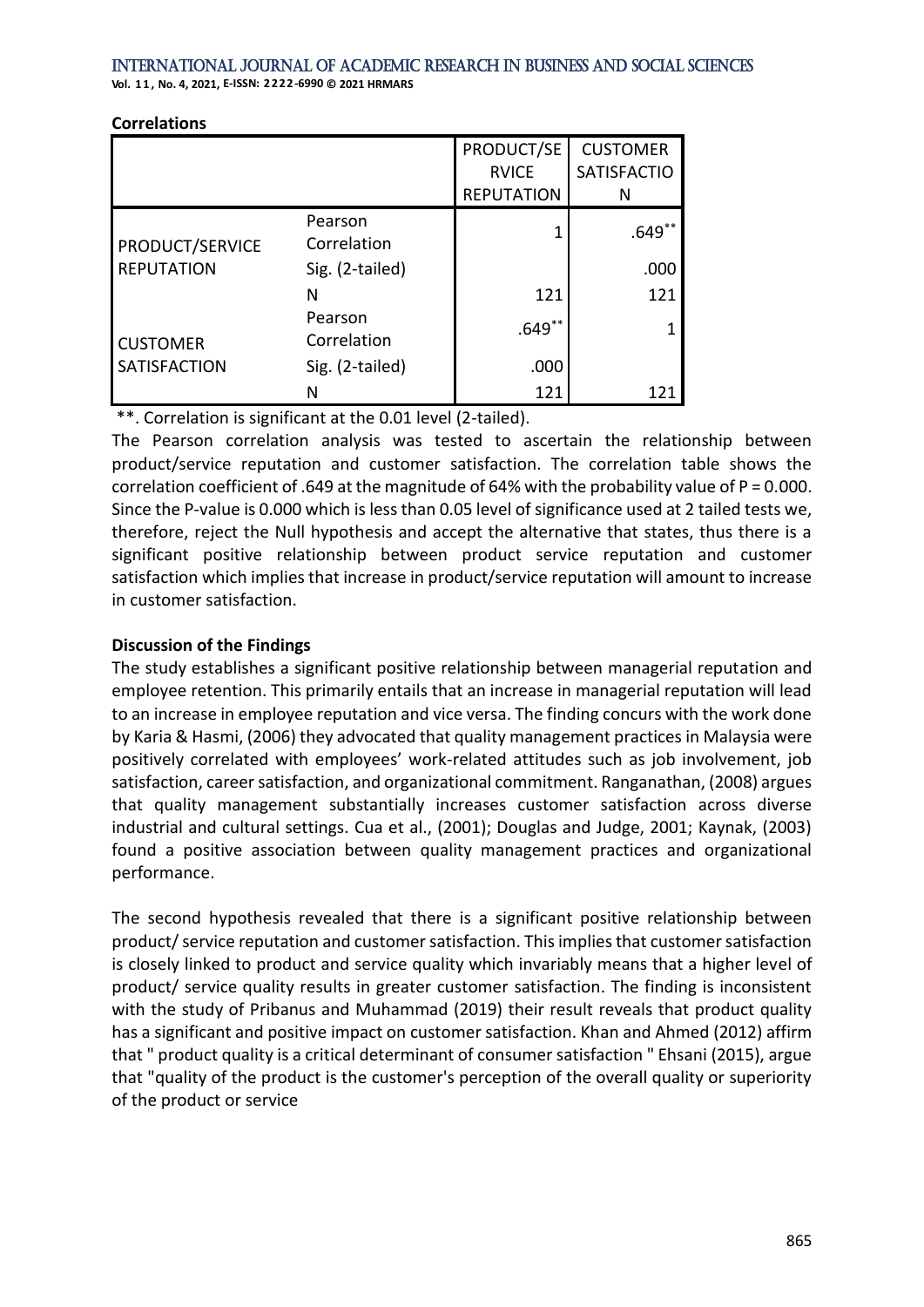**Correlations**

| | | PRODUCT/SERVICE REPUTATION | CUSTOMER SATISFACTION |
|---|---|---|---|
| PRODUCT/SERVICE REPUTATION | Pearson Correlation | 1 | .649** |
| | Sig. (2-tailed) | | .000 |
| | N | 121 | 121 |
| CUSTOMER SATISFACTION | Pearson Correlation | .649** | 1 |
| | Sig. (2-tailed) | .000 | |
| | N | 121 | 121 |

**. Correlation is significant at the 0.01 level (2-tailed).

The Pearson correlation analysis was tested to ascertain the relationship between product/service reputation and customer satisfaction. The correlation table shows the correlation coefficient of .649 at the magnitude of 64% with the probability value of P = 0.000. Since the P-value is 0.000 which is less than 0.05 level of significance used at 2 tailed tests we, therefore, reject the Null hypothesis and accept the alternative that states, thus there is a significant positive relationship between product service reputation and customer satisfaction which implies that increase in product/service reputation will amount to increase in customer satisfaction.

**Discussion of the Findings**

The study establishes a significant positive relationship between managerial reputation and employee retention. This primarily entails that an increase in managerial reputation will lead to an increase in employee reputation and vice versa. The finding concurs with the work done by Karia & Hasmi, (2006) they advocated that quality management practices in Malaysia were positively correlated with employees' work-related attitudes such as job involvement, job satisfaction, career satisfaction, and organizational commitment. Ranganathan, (2008) argues that quality management substantially increases customer satisfaction across diverse industrial and cultural settings. Cua et al., (2001); Douglas and Judge, 2001; Kaynak, (2003) found a positive association between quality management practices and organizational performance.

The second hypothesis revealed that there is a significant positive relationship between product/ service reputation and customer satisfaction. This implies that customer satisfaction is closely linked to product and service quality which invariably means that a higher level of product/ service quality results in greater customer satisfaction. The finding is inconsistent with the study of Pribanus and Muhammad (2019) their result reveals that product quality has a significant and positive impact on customer satisfaction. Khan and Ahmed (2012) affirm that " product quality is a critical determinant of consumer satisfaction " Ehsani (2015), argue that "quality of the product is the customer's perception of the overall quality or superiority of the product or service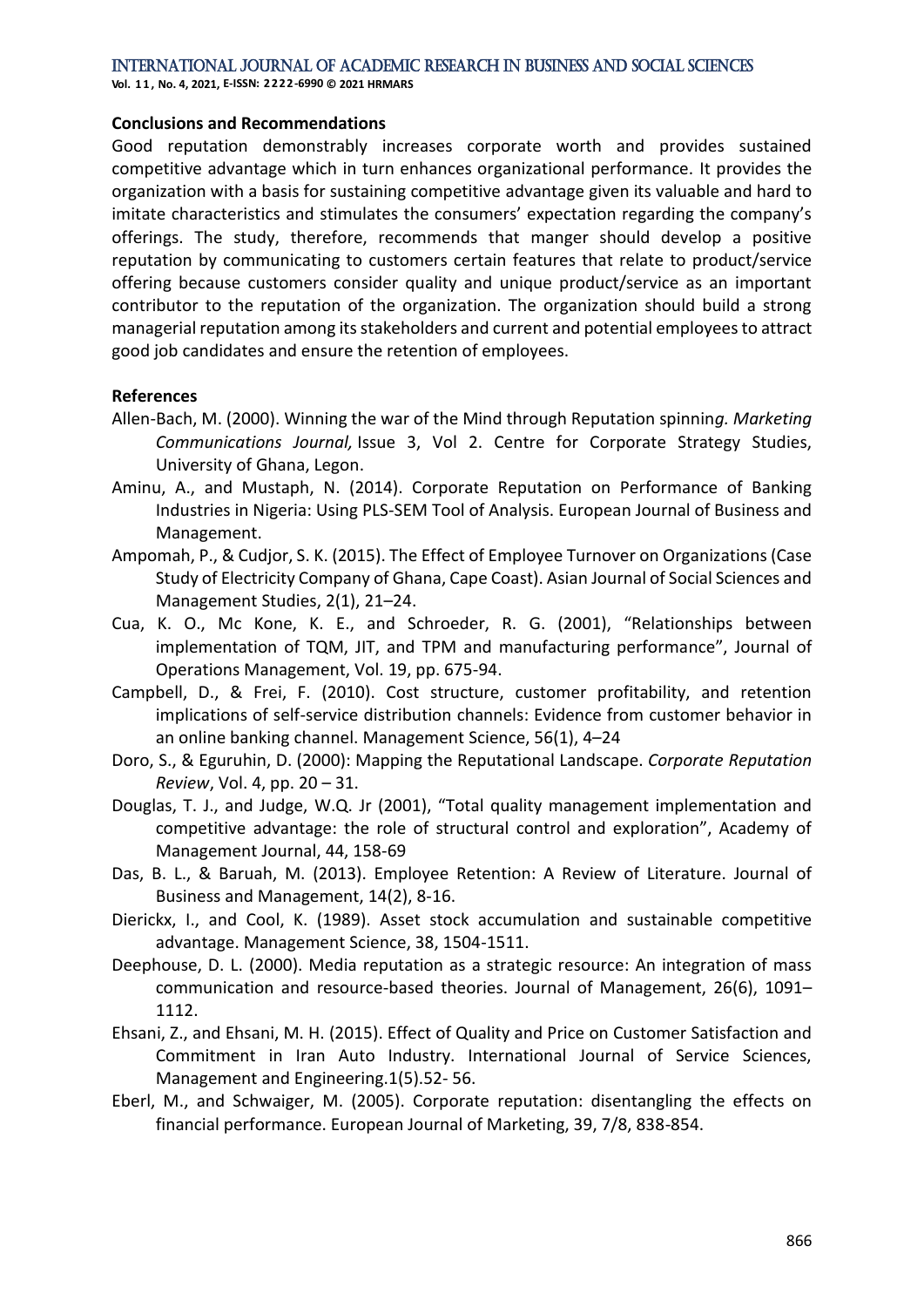## Conclusions and Recommendations

Good reputation demonstrably increases corporate worth and provides sustained competitive advantage which in turn enhances organizational performance. It provides the organization with a basis for sustaining competitive advantage given its valuable and hard to imitate characteristics and stimulates the consumers' expectation regarding the company's offerings. The study, therefore, recommends that manger should develop a positive reputation by communicating to customers certain features that relate to product/service offering because customers consider quality and unique product/service as an important contributor to the reputation of the organization. The organization should build a strong managerial reputation among its stakeholders and current and potential employees to attract good job candidates and ensure the retention of employees.

## References

Allen-Bach, M. (2000). Winning the war of the Mind through Reputation spinnin*g. Marketing Communications Journal,* Issue 3, Vol 2. Centre for Corporate Strategy Studies, University of Ghana, Legon.

Aminu, A., and Mustaph, N. (2014). Corporate Reputation on Performance of Banking Industries in Nigeria: Using PLS-SEM Tool of Analysis. European Journal of Business and Management.

Ampomah, P., & Cudjor, S. K. (2015). The Effect of Employee Turnover on Organizations (Case Study of Electricity Company of Ghana, Cape Coast). Asian Journal of Social Sciences and Management Studies, 2(1), 21–24.

Cua, K. O., Mc Kone, K. E., and Schroeder, R. G. (2001), "Relationships between implementation of TQM, JIT, and TPM and manufacturing performance", Journal of Operations Management, Vol. 19, pp. 675-94.

Campbell, D., & Frei, F. (2010). Cost structure, customer profitability, and retention implications of self-service distribution channels: Evidence from customer behavior in an online banking channel. Management Science, 56(1), 4–24

Doro, S., & Eguruhin, D. (2000): Mapping the Reputational Landscape. *Corporate Reputation Review*, Vol. 4, pp. 20 – 31.

Douglas, T. J., and Judge, W.Q. Jr (2001), "Total quality management implementation and competitive advantage: the role of structural control and exploration", Academy of Management Journal, 44, 158-69

Das, B. L., & Baruah, M. (2013). Employee Retention: A Review of Literature. Journal of Business and Management, 14(2), 8-16.

Dierickx, I., and Cool, K. (1989). Asset stock accumulation and sustainable competitive advantage. Management Science, 38, 1504-1511.

Deephouse, D. L. (2000). Media reputation as a strategic resource: An integration of mass communication and resource-based theories. Journal of Management, 26(6), 1091–1112.

Ehsani, Z., and Ehsani, M. H. (2015). Effect of Quality and Price on Customer Satisfaction and Commitment in Iran Auto Industry. International Journal of Service Sciences, Management and Engineering.1(5).52- 56.

Eberl, M., and Schwaiger, M. (2005). Corporate reputation: disentangling the effects on financial performance. European Journal of Marketing, 39, 7/8, 838-854.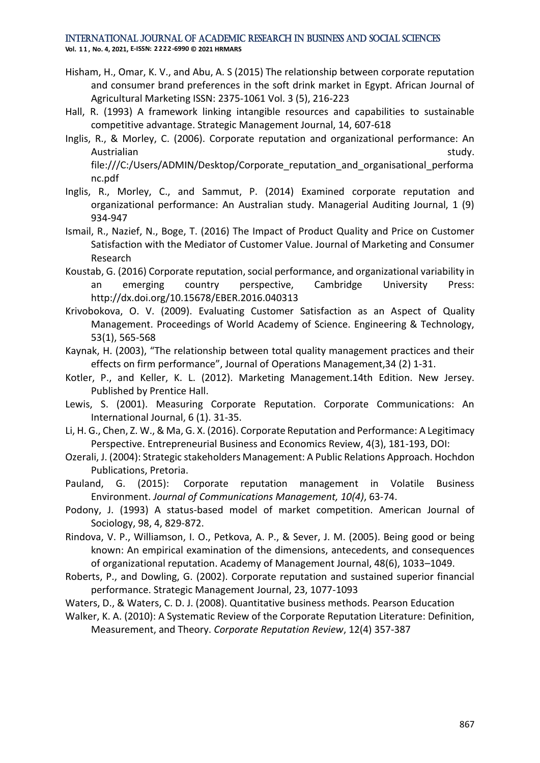Hisham, H., Omar, K. V., and Abu, A. S (2015) The relationship between corporate reputation and consumer brand preferences in the soft drink market in Egypt. African Journal of Agricultural Marketing ISSN: 2375-1061 Vol. 3 (5), 216-223

Hall, R. (1993) A framework linking intangible resources and capabilities to sustainable competitive advantage. Strategic Management Journal, 14, 607-618

Inglis, R., & Morley, C. (2006). Corporate reputation and organizational performance: An Austrialian study. file:///C:/Users/ADMIN/Desktop/Corporate_reputation_and_organisational_performanc.pdf

Inglis, R., Morley, C., and Sammut, P. (2014) Examined corporate reputation and organizational performance: An Australian study. Managerial Auditing Journal, 1 (9) 934-947

Ismail, R., Nazief, N., Boge, T. (2016) The Impact of Product Quality and Price on Customer Satisfaction with the Mediator of Customer Value. Journal of Marketing and Consumer Research

Koustab, G. (2016) Corporate reputation, social performance, and organizational variability in an emerging country perspective, Cambridge University Press: http://dx.doi.org/10.15678/EBER.2016.040313

Krivobokova, O. V. (2009). Evaluating Customer Satisfaction as an Aspect of Quality Management. Proceedings of World Academy of Science. Engineering & Technology, 53(1), 565-568

Kaynak, H. (2003), "The relationship between total quality management practices and their effects on firm performance", Journal of Operations Management,34 (2) 1-31.

Kotler, P., and Keller, K. L. (2012). Marketing Management.14th Edition. New Jersey. Published by Prentice Hall.

Lewis, S. (2001). Measuring Corporate Reputation. Corporate Communications: An International Journal, 6 (1). 31-35.

Li, H. G., Chen, Z. W., & Ma, G. X. (2016). Corporate Reputation and Performance: A Legitimacy Perspective. Entrepreneurial Business and Economics Review, 4(3), 181-193, DOI:

Ozerali, J. (2004): Strategic stakeholders Management: A Public Relations Approach. Hochdon Publications, Pretoria.

Pauland, G. (2015): Corporate reputation management in Volatile Business Environment. *Journal of Communications Management, 10(4)*, 63-74.

Podony, J. (1993) A status-based model of market competition. American Journal of Sociology, 98, 4, 829-872.

Rindova, V. P., Williamson, I. O., Petkova, A. P., & Sever, J. M. (2005). Being good or being known: An empirical examination of the dimensions, antecedents, and consequences of organizational reputation. Academy of Management Journal, 48(6), 1033–1049.

Roberts, P., and Dowling, G. (2002). Corporate reputation and sustained superior financial performance. Strategic Management Journal, 23, 1077-1093

Waters, D., & Waters, C. D. J. (2008). Quantitative business methods. Pearson Education

Walker, K. A. (2010): A Systematic Review of the Corporate Reputation Literature: Definition, Measurement, and Theory. *Corporate Reputation Review*, 12(4) 357-387